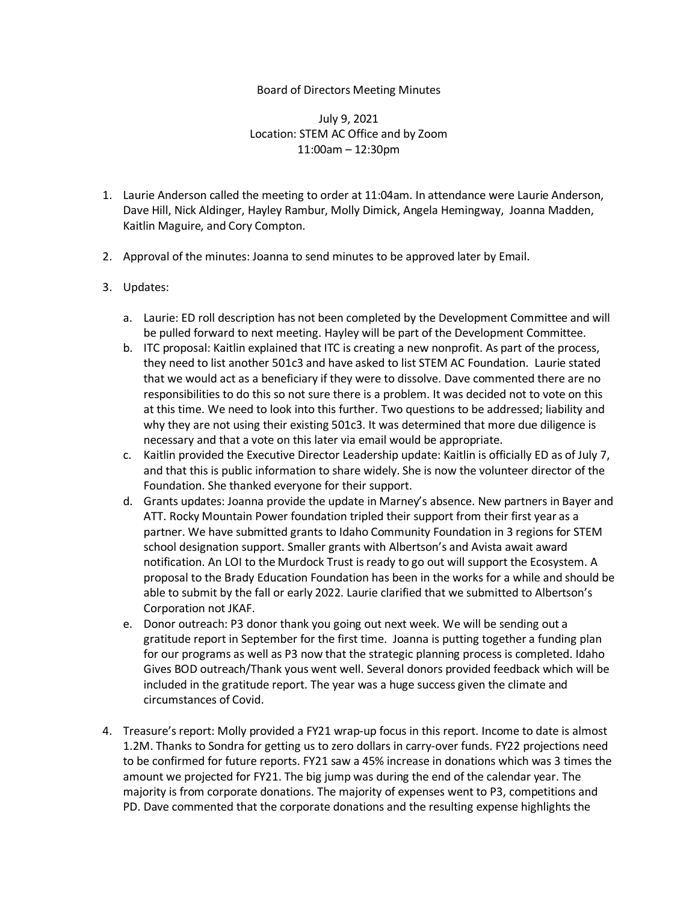Board of Directors Meeting Minutes

July 9, 2021
Location: STEM AC Office and by Zoom
11:00am – 12:30pm

1. Laurie Anderson called the meeting to order at 11:04am. In attendance were Laurie Anderson, Dave Hill, Nick Aldinger, Hayley Rambur, Molly Dimick, Angela Hemingway, Joanna Madden, Kaitlin Maguire, and Cory Compton.

2. Approval of the minutes: Joanna to send minutes to be approved later by Email.

3. Updates:

   a. Laurie: ED roll description has not been completed by the Development Committee and will be pulled forward to next meeting. Hayley will be part of the Development Committee.
   b. ITC proposal: Kaitlin explained that ITC is creating a new nonprofit. As part of the process, they need to list another 501c3 and have asked to list STEM AC Foundation. Laurie stated that we would act as a beneficiary if they were to dissolve. Dave commented there are no responsibilities to do this so not sure there is a problem. It was decided not to vote on this at this time. We need to look into this further. Two questions to be addressed; liability and why they are not using their existing 501c3. It was determined that more due diligence is necessary and that a vote on this later via email would be appropriate.
   c. Kaitlin provided the Executive Director Leadership update: Kaitlin is officially ED as of July 7, and that this is public information to share widely. She is now the volunteer director of the Foundation. She thanked everyone for their support.
   d. Grants updates: Joanna provide the update in Marney's absence. New partners in Bayer and ATT. Rocky Mountain Power foundation tripled their support from their first year as a partner. We have submitted grants to Idaho Community Foundation in 3 regions for STEM school designation support. Smaller grants with Albertson's and Avista await award notification. An LOI to the Murdock Trust is ready to go out will support the Ecosystem. A proposal to the Brady Education Foundation has been in the works for a while and should be able to submit by the fall or early 2022. Laurie clarified that we submitted to Albertson's Corporation not JKAF.
   e. Donor outreach: P3 donor thank you going out next week. We will be sending out a gratitude report in September for the first time. Joanna is putting together a funding plan for our programs as well as P3 now that the strategic planning process is completed. Idaho Gives BOD outreach/Thank yous went well. Several donors provided feedback which will be included in the gratitude report. The year was a huge success given the climate and circumstances of Covid.

4. Treasure's report: Molly provided a FY21 wrap-up focus in this report. Income to date is almost 1.2M. Thanks to Sondra for getting us to zero dollars in carry-over funds. FY22 projections need to be confirmed for future reports. FY21 saw a 45% increase in donations which was 3 times the amount we projected for FY21. The big jump was during the end of the calendar year. The majority is from corporate donations. The majority of expenses went to P3, competitions and PD. Dave commented that the corporate donations and the resulting expense highlights the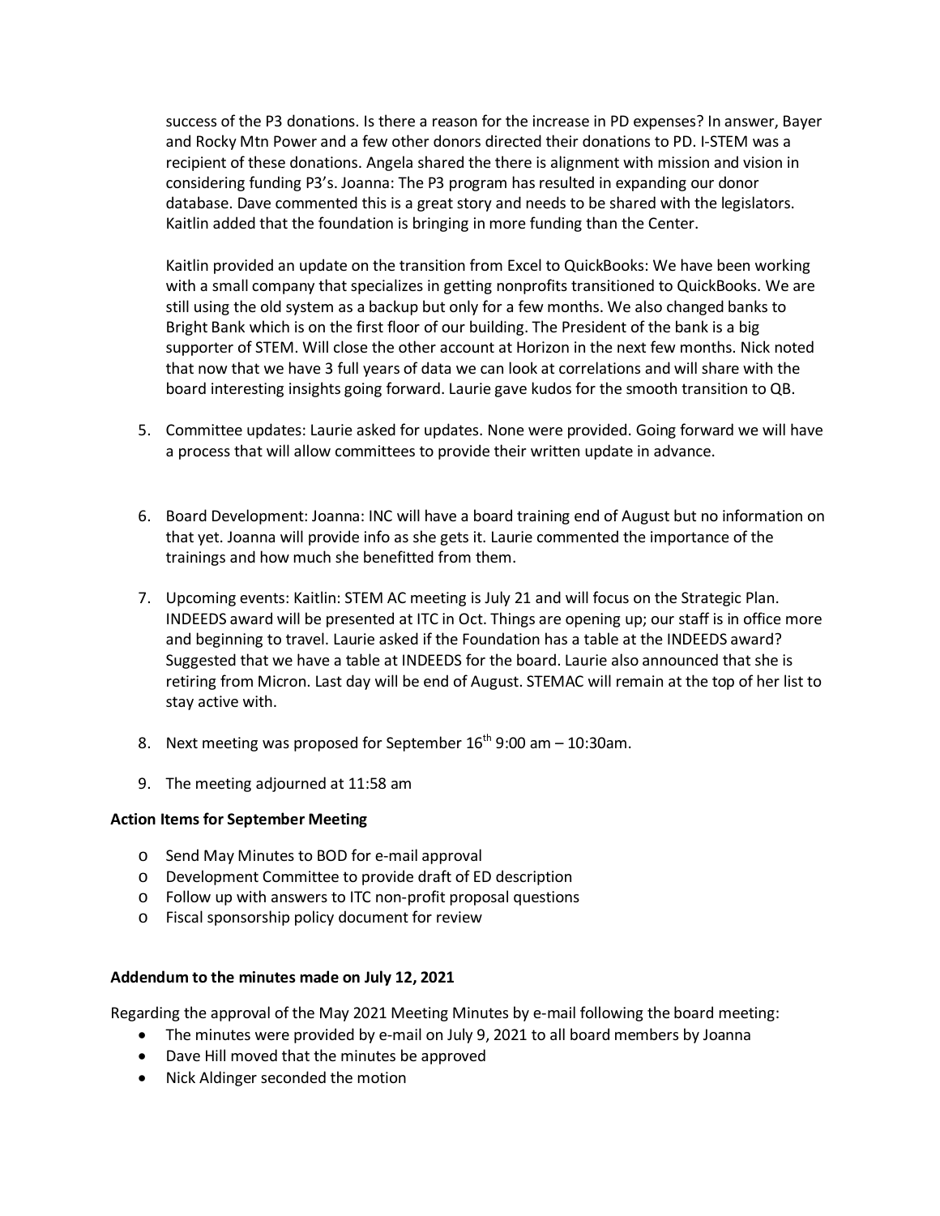success of the P3 donations. Is there a reason for the increase in PD expenses? In answer, Bayer and Rocky Mtn Power and a few other donors directed their donations to PD. I-STEM was a recipient of these donations. Angela shared the there is alignment with mission and vision in considering funding P3's. Joanna: The P3 program has resulted in expanding our donor database. Dave commented this is a great story and needs to be shared with the legislators. Kaitlin added that the foundation is bringing in more funding than the Center.

Kaitlin provided an update on the transition from Excel to QuickBooks: We have been working with a small company that specializes in getting nonprofits transitioned to QuickBooks. We are still using the old system as a backup but only for a few months. We also changed banks to Bright Bank which is on the first floor of our building. The President of the bank is a big supporter of STEM. Will close the other account at Horizon in the next few months. Nick noted that now that we have 3 full years of data we can look at correlations and will share with the board interesting insights going forward. Laurie gave kudos for the smooth transition to QB.

5. Committee updates: Laurie asked for updates. None were provided. Going forward we will have a process that will allow committees to provide their written update in advance.

6. Board Development: Joanna: INC will have a board training end of August but no information on that yet. Joanna will provide info as she gets it. Laurie commented the importance of the trainings and how much she benefitted from them.

7. Upcoming events: Kaitlin: STEM AC meeting is July 21 and will focus on the Strategic Plan. INDEEDS award will be presented at ITC in Oct. Things are opening up; our staff is in office more and beginning to travel. Laurie asked if the Foundation has a table at the INDEEDS award? Suggested that we have a table at INDEEDS for the board. Laurie also announced that she is retiring from Micron. Last day will be end of August. STEMAC will remain at the top of her list to stay active with.

8. Next meeting was proposed for September 16th 9:00 am – 10:30am.

9. The meeting adjourned at 11:58 am

**Action Items for September Meeting**

- Send May Minutes to BOD for e-mail approval
- Development Committee to provide draft of ED description
- Follow up with answers to ITC non-profit proposal questions
- Fiscal sponsorship policy document for review

**Addendum to the minutes made on July 12, 2021**

Regarding the approval of the May 2021 Meeting Minutes by e-mail following the board meeting:

- The minutes were provided by e-mail on July 9, 2021 to all board members by Joanna
- Dave Hill moved that the minutes be approved
- Nick Aldinger seconded the motion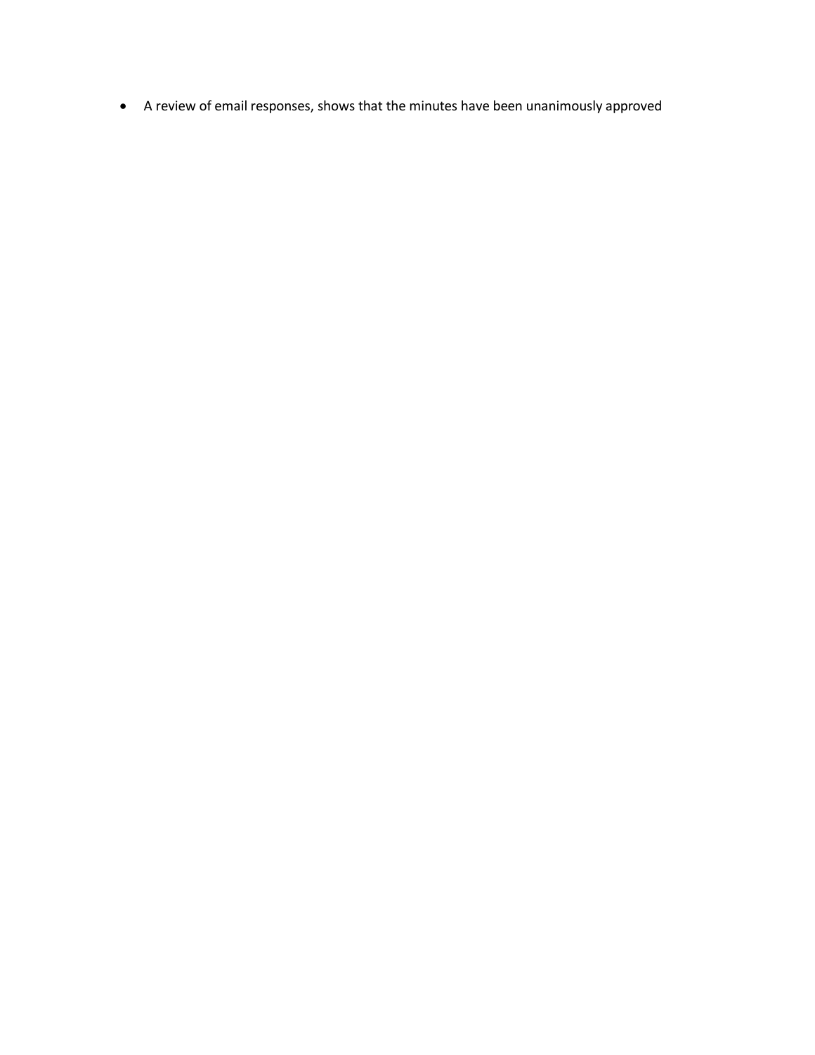- A review of email responses, shows that the minutes have been unanimously approved